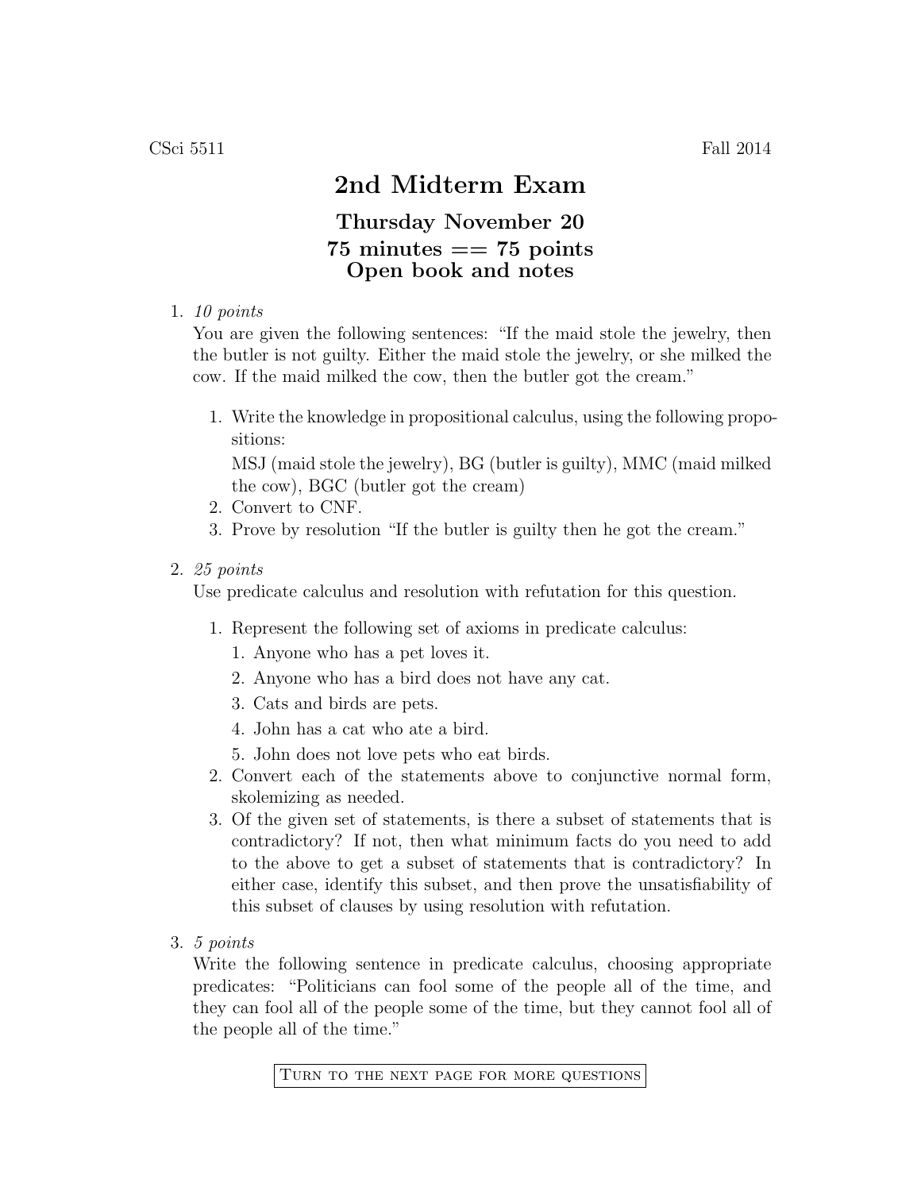CSci 5511 Fall 2014

# 2nd Midterm Exam

## Thursday November 20
## 75 minutes == 75 points
## Open book and notes

1. *10 points*

   You are given the following sentences: "If the maid stole the jewelry, then the butler is not guilty. Either the maid stole the jewelry, or she milked the cow. If the maid milked the cow, then the butler got the cream."

   1. Write the knowledge in propositional calculus, using the following propositions:

      MSJ (maid stole the jewelry), BG (butler is guilty), MMC (maid milked the cow), BGC (butler got the cream)
   2. Convert to CNF.
   3. Prove by resolution "If the butler is guilty then he got the cream."

2. *25 points*

   Use predicate calculus and resolution with refutation for this question.

   1. Represent the following set of axioms in predicate calculus:
      1. Anyone who has a pet loves it.
      2. Anyone who has a bird does not have any cat.
      3. Cats and birds are pets.
      4. John has a cat who ate a bird.
      5. John does not love pets who eat birds.
   2. Convert each of the statements above to conjunctive normal form, skolemizing as needed.
   3. Of the given set of statements, is there a subset of statements that is contradictory? If not, then what minimum facts do you need to add to the above to get a subset of statements that is contradictory? In either case, identify this subset, and then prove the unsatisfiability of this subset of clauses by using resolution with refutation.

3. *5 points*

   Write the following sentence in predicate calculus, choosing appropriate predicates: "Politicians can fool some of the people all of the time, and they can fool all of the people some of the time, but they cannot fool all of the people all of the time."

Turn to the next page for more questions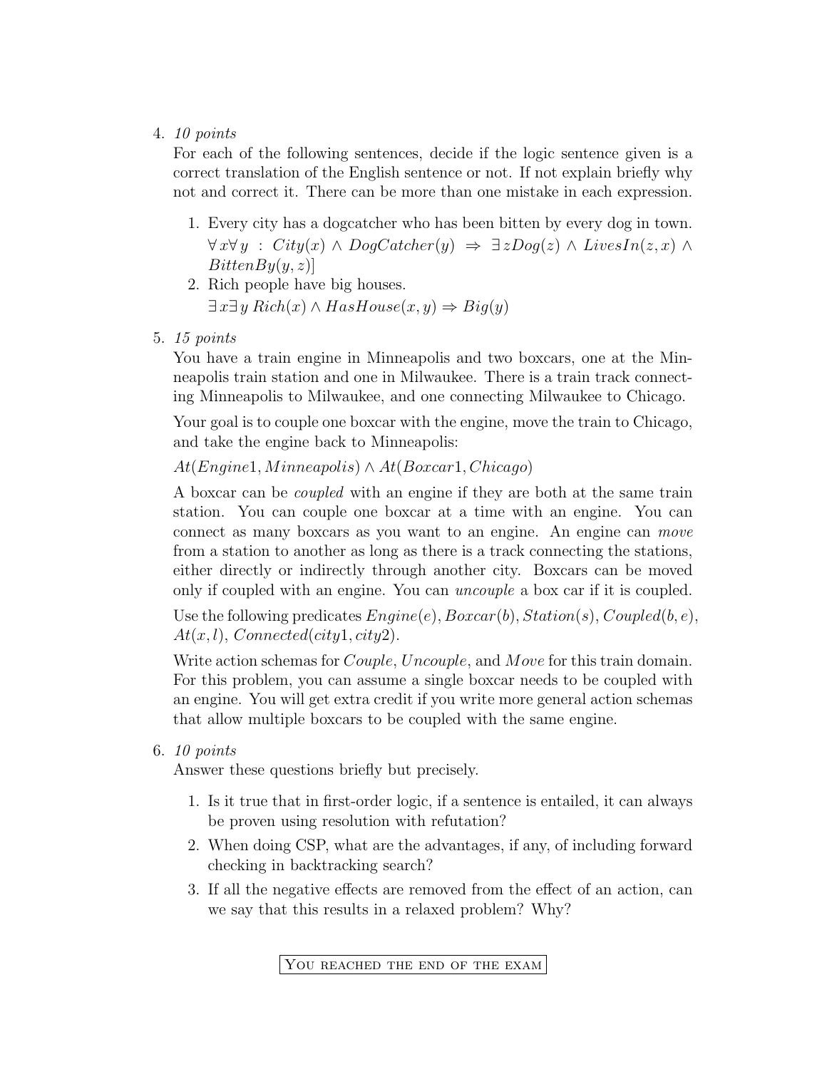4. *10 points*

   For each of the following sentences, decide if the logic sentence given is a correct translation of the English sentence or not. If not explain briefly why not and correct it. There can be more than one mistake in each expression.

   1. Every city has a dogcatcher who has been bitten by every dog in town.
      $\forall x \forall y \ : \ City(x) \land DogCatcher(y) \ \Rightarrow \ \exists z Dog(z) \land LivesIn(z, x) \land BittenBy(y, z)]$
   2. Rich people have big houses.
      $\exists x \exists y \ Rich(x) \land HasHouse(x, y) \Rightarrow Big(y)$

5. *15 points*

   You have a train engine in Minneapolis and two boxcars, one at the Minneapolis train station and one in Milwaukee. There is a train track connecting Minneapolis to Milwaukee, and one connecting Milwaukee to Chicago.

   Your goal is to couple one boxcar with the engine, move the train to Chicago, and take the engine back to Minneapolis:

   $At(Engine1, Minneapolis) \land At(Boxcar1, Chicago)$

   A boxcar can be *coupled* with an engine if they are both at the same train station. You can couple one boxcar at a time with an engine. You can connect as many boxcars as you want to an engine. An engine can *move* from a station to another as long as there is a track connecting the stations, either directly or indirectly through another city. Boxcars can be moved only if coupled with an engine. You can *uncouple* a box car if it is coupled.

   Use the following predicates $Engine(e), Boxcar(b), Station(s), Coupled(b, e)$, $At(x, l)$, $Connected(city1, city2)$.

   Write action schemas for $Couple$, $Uncouple$, and $Move$ for this train domain. For this problem, you can assume a single boxcar needs to be coupled with an engine. You will get extra credit if you write more general action schemas that allow multiple boxcars to be coupled with the same engine.

6. *10 points*

   Answer these questions briefly but precisely.

   1. Is it true that in first-order logic, if a sentence is entailed, it can always be proven using resolution with refutation?
   2. When doing CSP, what are the advantages, if any, of including forward checking in backtracking search?
   3. If all the negative effects are removed from the effect of an action, can we say that this results in a relaxed problem? Why?

YOU REACHED THE END OF THE EXAM